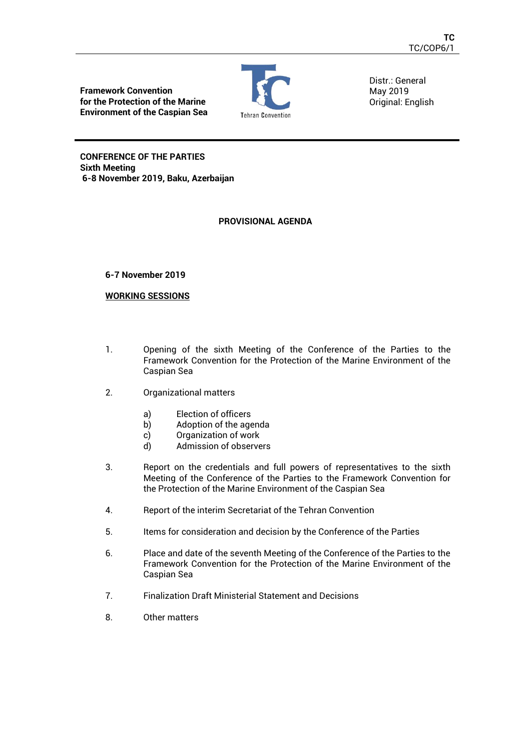TC
TC/COP6/1

**Framework Convention for the Protection of the Marine Environment of the Caspian Sea**

Tehran Convention

Distr.: General
May 2019
Original: English

**CONFERENCE OF THE PARTIES**
**Sixth Meeting**
**6-8 November 2019, Baku, Azerbaijan**

## PROVISIONAL AGENDA

**6-7 November 2019**

**<u>WORKING SESSIONS</u>**

1. Opening of the sixth Meeting of the Conference of the Parties to the Framework Convention for the Protection of the Marine Environment of the Caspian Sea

2. Organizational matters

   a) Election of officers
   b) Adoption of the agenda
   c) Organization of work
   d) Admission of observers

3. Report on the credentials and full powers of representatives to the sixth Meeting of the Conference of the Parties to the Framework Convention for the Protection of the Marine Environment of the Caspian Sea

4. Report of the interim Secretariat of the Tehran Convention

5. Items for consideration and decision by the Conference of the Parties

6. Place and date of the seventh Meeting of the Conference of the Parties to the Framework Convention for the Protection of the Marine Environment of the Caspian Sea

7. Finalization Draft Ministerial Statement and Decisions

8. Other matters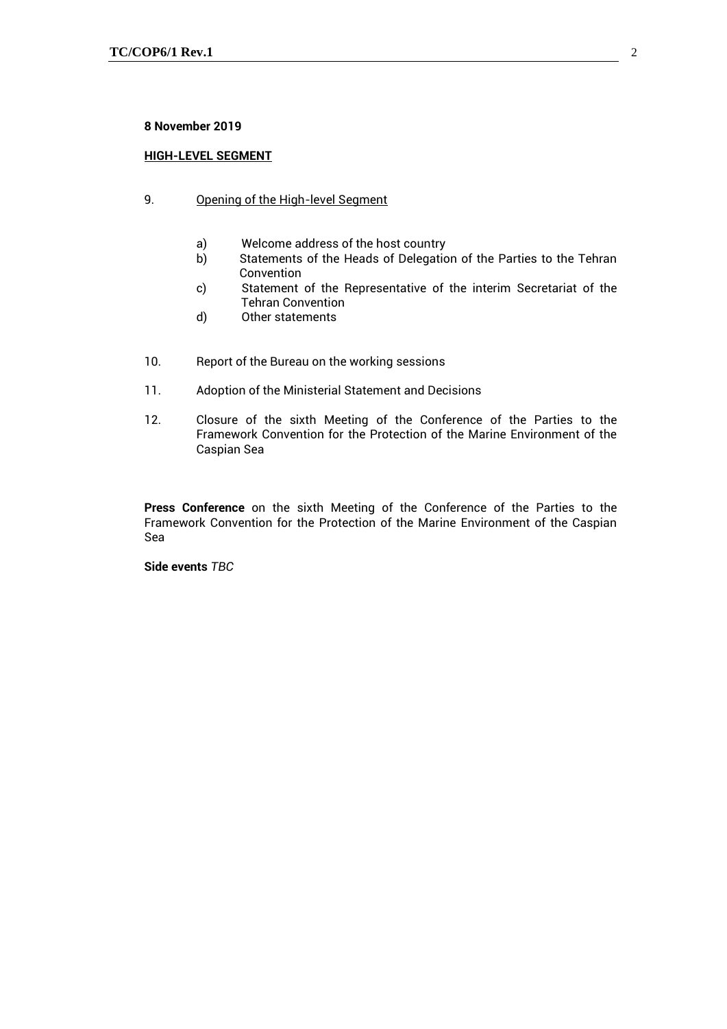**8 November 2019**

**HIGH-LEVEL SEGMENT**

9. Opening of the High-level Segment

   a) Welcome address of the host country
   b) Statements of the Heads of Delegation of the Parties to the Tehran Convention
   c) Statement of the Representative of the interim Secretariat of the Tehran Convention
   d) Other statements

10. Report of the Bureau on the working sessions

11. Adoption of the Ministerial Statement and Decisions

12. Closure of the sixth Meeting of the Conference of the Parties to the Framework Convention for the Protection of the Marine Environment of the Caspian Sea

**Press Conference** on the sixth Meeting of the Conference of the Parties to the Framework Convention for the Protection of the Marine Environment of the Caspian Sea

**Side events** *TBC*